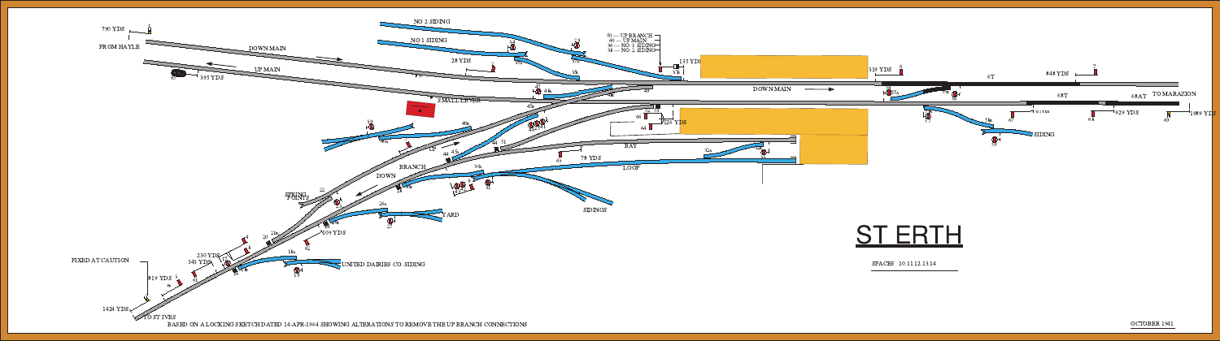# ST ERTH

790 YDS

FROM HAYLE

DOWN MAIN

UP MAIN

395 YDS

NO 2 SIDING

NO 1 SIDING

28 YDS

50 — UP BRANCH
40 — UP MAIN
36 — NO. 1 SIDING
34 — NO. 2 SIDING

135 YDS

319 YDS

DOWN MAIN

6T

848 YDS

68T

68AT

TO MARAZION

929 YDS

1589 YDS

SMALL LEVER

126 YDS

BAY

78 YDS

LOOP

UP

BRANCH

DOWN

SIDINGS

SIDING

YARD

SPRING POINTS

209 YDS

230 YDS

343 YDS

519 YDS

FIXED AT CAUTION

1424 YDS

TO ST IVES

UNITED DAIRIES CO. SIDING

SPACES 10.11.12.13.14

BASED ON A LOCKING SKETCH DATED 14-APR-1964 SHOWING ALTERATIONS TO REMOVE THE UP BRANCH CONNECTIONS

OCTOBER 1941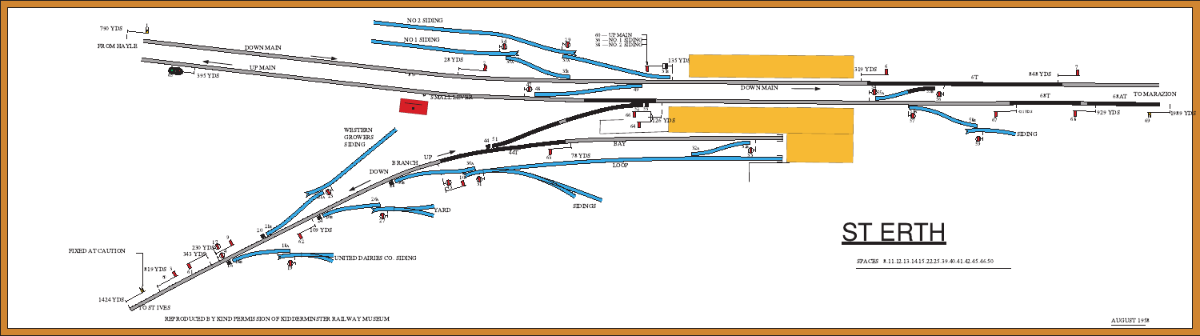# ST ERTH

790 YDS

FROM HAYLE

DOWN MAIN

UP MAIN

395 YDS

NO 2 SIDING

NO 1 SIDING

28 YDS

60 — UP MAIN
56 — NO 1 SIDING
58 — NO 2 SIDING

135 YDS

319 YDS

848 YDS

DOWN MAIN

TO MARAZION

SMALL LEVER

120 YDS

WESTERN GROWERS SIDING

BRANCH

UP

DOWN

BAY

LOOP

78 YDS

SIDINGS

YARD

109 YDS

230 YDS

343 YDS

819 YDS

FIXED AT CAUTION

1424 YDS

TO ST IVES

UNITED DAIRIES CO. SIDING

SIDING

929 YDS

1989 YDS

SPACES 8.11.12.13.14.15.22.25.39.40.41.42.45.46.50

REPRODUCED BY KIND PERMISSION OF KIDDERMINSTER RAILWAY MUSEUM

AUGUST 1958